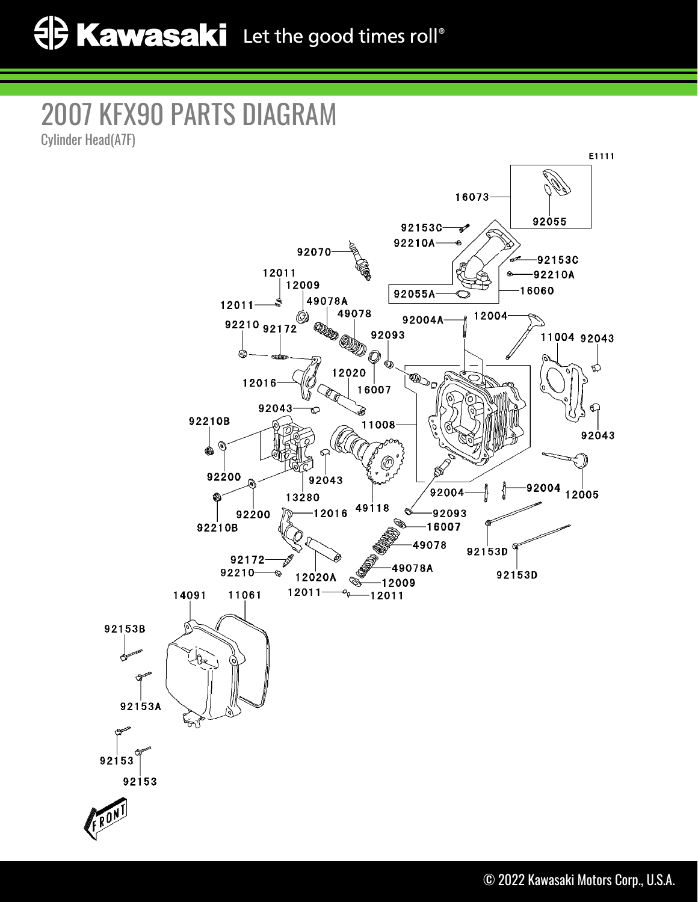# 2007 KFX90 PARTS DIAGRAM

Cylinder Head(A7F)

E1111

16073
92055
92153C
92210A
92070
92153C
92210A
12011
12009
92055A
16060
12011
49078A
49078
92004A
12004
92210
92172
92093
11004
92043
12020
16007
12016
92043
11008
92210B
92043
92200
92043
13280
92004
92004
12005
49118
92200
12016
92093
92210B
16007
49078
92153D
92172
49078A
92210
12020A
12009
92153D
12011
12011
14091
11061
92153B
92153A
92153
92153

FRONT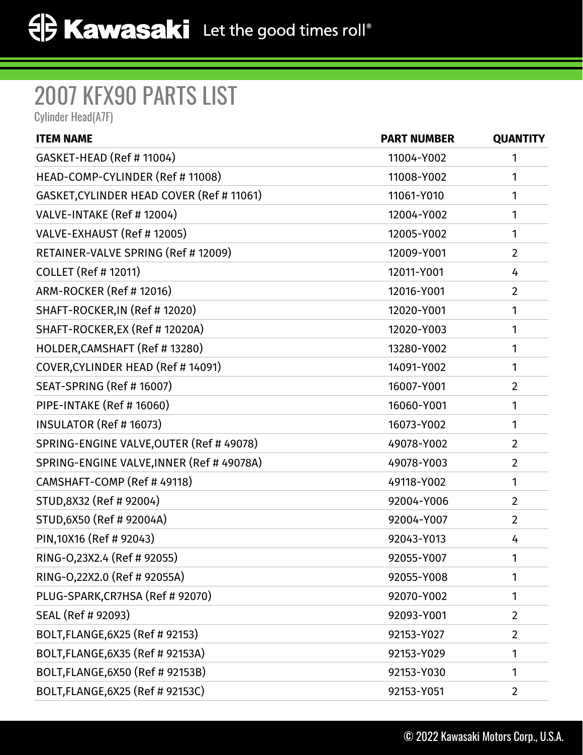# 2007 KFX90 PARTS LIST

Cylinder Head(A7F)

| ITEM NAME | PART NUMBER | QUANTITY |
|---|---|---|
| GASKET-HEAD (Ref # 11004) | 11004-Y002 | 1 |
| HEAD-COMP-CYLINDER (Ref # 11008) | 11008-Y002 | 1 |
| GASKET,CYLINDER HEAD COVER (Ref # 11061) | 11061-Y010 | 1 |
| VALVE-INTAKE (Ref # 12004) | 12004-Y002 | 1 |
| VALVE-EXHAUST (Ref # 12005) | 12005-Y002 | 1 |
| RETAINER-VALVE SPRING (Ref # 12009) | 12009-Y001 | 2 |
| COLLET (Ref # 12011) | 12011-Y001 | 4 |
| ARM-ROCKER (Ref # 12016) | 12016-Y001 | 2 |
| SHAFT-ROCKER,IN (Ref # 12020) | 12020-Y001 | 1 |
| SHAFT-ROCKER,EX (Ref # 12020A) | 12020-Y003 | 1 |
| HOLDER,CAMSHAFT (Ref # 13280) | 13280-Y002 | 1 |
| COVER,CYLINDER HEAD (Ref # 14091) | 14091-Y002 | 1 |
| SEAT-SPRING (Ref # 16007) | 16007-Y001 | 2 |
| PIPE-INTAKE (Ref # 16060) | 16060-Y001 | 1 |
| INSULATOR (Ref # 16073) | 16073-Y002 | 1 |
| SPRING-ENGINE VALVE,OUTER (Ref # 49078) | 49078-Y002 | 2 |
| SPRING-ENGINE VALVE,INNER (Ref # 49078A) | 49078-Y003 | 2 |
| CAMSHAFT-COMP (Ref # 49118) | 49118-Y002 | 1 |
| STUD,8X32 (Ref # 92004) | 92004-Y006 | 2 |
| STUD,6X50 (Ref # 92004A) | 92004-Y007 | 2 |
| PIN,10X16 (Ref # 92043) | 92043-Y013 | 4 |
| RING-O,23X2.4 (Ref # 92055) | 92055-Y007 | 1 |
| RING-O,22X2.0 (Ref # 92055A) | 92055-Y008 | 1 |
| PLUG-SPARK,CR7HSA (Ref # 92070) | 92070-Y002 | 1 |
| SEAL (Ref # 92093) | 92093-Y001 | 2 |
| BOLT,FLANGE,6X25 (Ref # 92153) | 92153-Y027 | 2 |
| BOLT,FLANGE,6X35 (Ref # 92153A) | 92153-Y029 | 1 |
| BOLT,FLANGE,6X50 (Ref # 92153B) | 92153-Y030 | 1 |
| BOLT,FLANGE,6X25 (Ref # 92153C) | 92153-Y051 | 2 |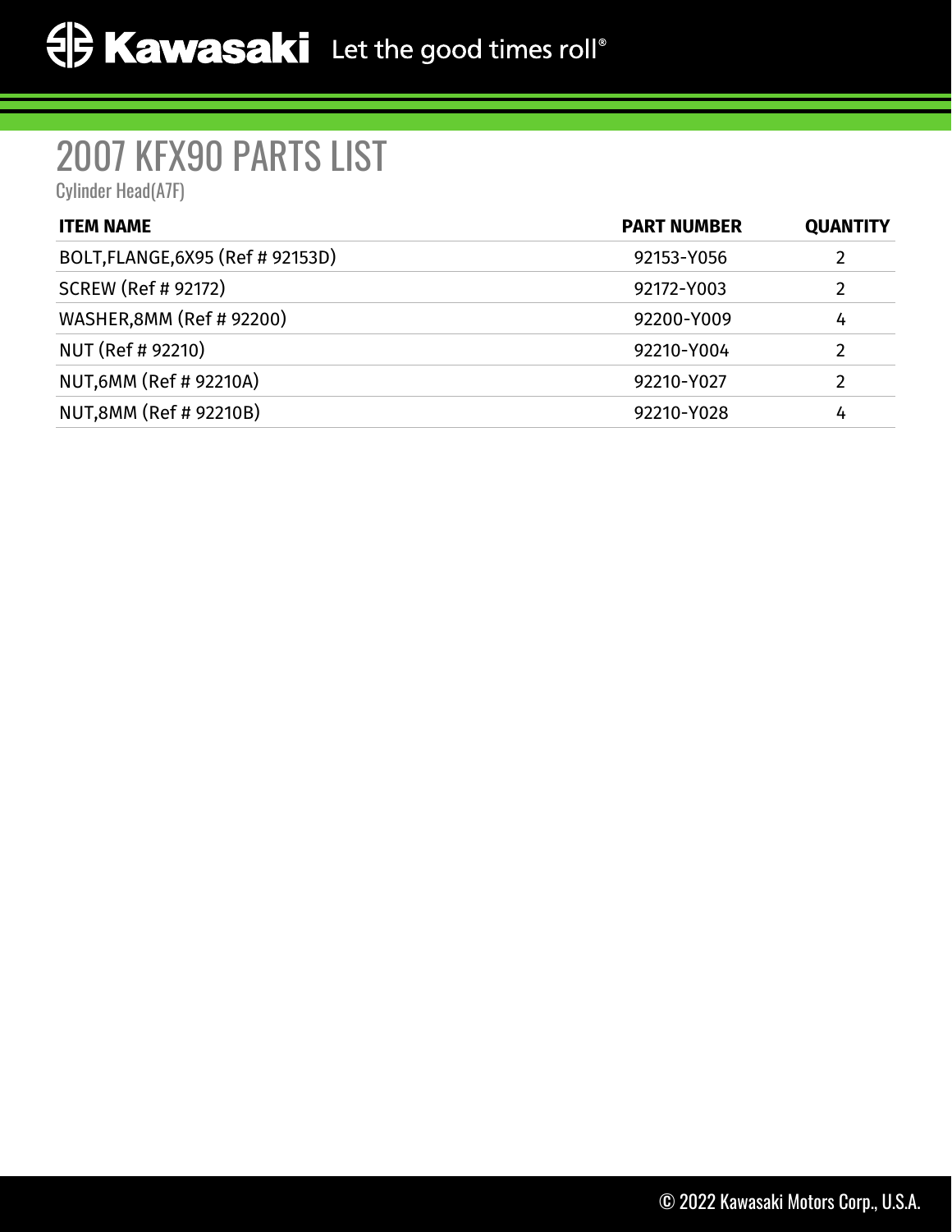# 2007 KFX90 PARTS LIST

Cylinder Head(A7F)

| ITEM NAME | PART NUMBER | QUANTITY |
| --- | --- | --- |
| BOLT,FLANGE,6X95 (Ref # 92153D) | 92153-Y056 | 2 |
| SCREW (Ref # 92172) | 92172-Y003 | 2 |
| WASHER,8MM (Ref # 92200) | 92200-Y009 | 4 |
| NUT (Ref # 92210) | 92210-Y004 | 2 |
| NUT,6MM (Ref # 92210A) | 92210-Y027 | 2 |
| NUT,8MM (Ref # 92210B) | 92210-Y028 | 4 |